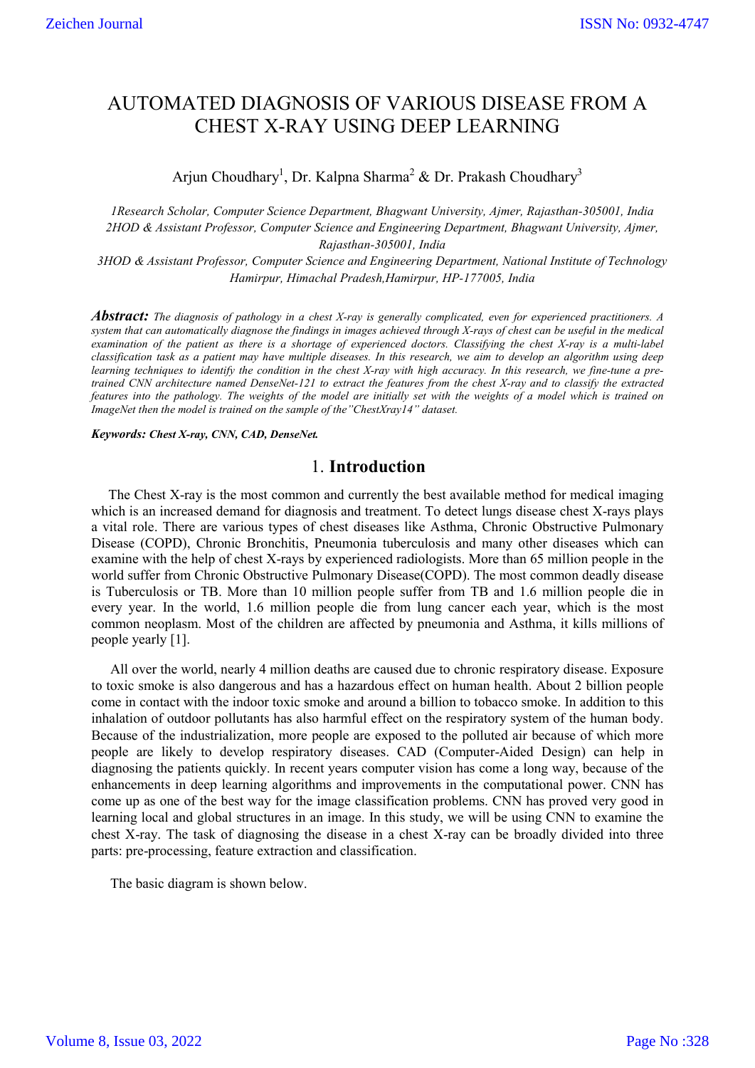# AUTOMATED DIAGNOSIS OF VARIOUS DISEASE FROM A CHEST X-RAY USING DEEP LEARNING

Arjun Choudhary[1], Dr. Kalpna Sharma[2] & Dr. Prakash Choudhary[3]

*1Research Scholar, Computer Science Department, Bhagwant University, Ajmer, Rajasthan-305001, India*
*2HOD & Assistant Professor, Computer Science and Engineering Department, Bhagwant University, Ajmer, Rajasthan-305001, India*
*3HOD & Assistant Professor, Computer Science and Engineering Department, National Institute of Technology Hamirpur, Himachal Pradesh,Hamirpur, HP-177005, India*

***Abstract:*** *The diagnosis of pathology in a chest X-ray is generally complicated, even for experienced practitioners. A system that can automatically diagnose the findings in images achieved through X-rays of chest can be useful in the medical examination of the patient as there is a shortage of experienced doctors. Classifying the chest X-ray is a multi-label classification task as a patient may have multiple diseases. In this research, we aim to develop an algorithm using deep learning techniques to identify the condition in the chest X-ray with high accuracy. In this research, we fine-tune a pre-trained CNN architecture named DenseNet-121 to extract the features from the chest X-ray and to classify the extracted features into the pathology. The weights of the model are initially set with the weights of a model which is trained on ImageNet then the model is trained on the sample of the"ChestXray14" dataset.*

***Keywords: Chest X-ray, CNN, CAD, DenseNet.***

## 1. Introduction

The Chest X-ray is the most common and currently the best available method for medical imaging which is an increased demand for diagnosis and treatment. To detect lungs disease chest X-rays plays a vital role. There are various types of chest diseases like Asthma, Chronic Obstructive Pulmonary Disease (COPD), Chronic Bronchitis, Pneumonia tuberculosis and many other diseases which can examine with the help of chest X-rays by experienced radiologists. More than 65 million people in the world suffer from Chronic Obstructive Pulmonary Disease(COPD). The most common deadly disease is Tuberculosis or TB. More than 10 million people suffer from TB and 1.6 million people die in every year. In the world, 1.6 million people die from lung cancer each year, which is the most common neoplasm. Most of the children are affected by pneumonia and Asthma, it kills millions of people yearly [1].

All over the world, nearly 4 million deaths are caused due to chronic respiratory disease. Exposure to toxic smoke is also dangerous and has a hazardous effect on human health. About 2 billion people come in contact with the indoor toxic smoke and around a billion to tobacco smoke. In addition to this inhalation of outdoor pollutants has also harmful effect on the respiratory system of the human body. Because of the industrialization, more people are exposed to the polluted air because of which more people are likely to develop respiratory diseases. CAD (Computer-Aided Design) can help in diagnosing the patients quickly. In recent years computer vision has come a long way, because of the enhancements in deep learning algorithms and improvements in the computational power. CNN has come up as one of the best way for the image classification problems. CNN has proved very good in learning local and global structures in an image. In this study, we will be using CNN to examine the chest X-ray. The task of diagnosing the disease in a chest X-ray can be broadly divided into three parts: pre-processing, feature extraction and classification.

The basic diagram is shown below.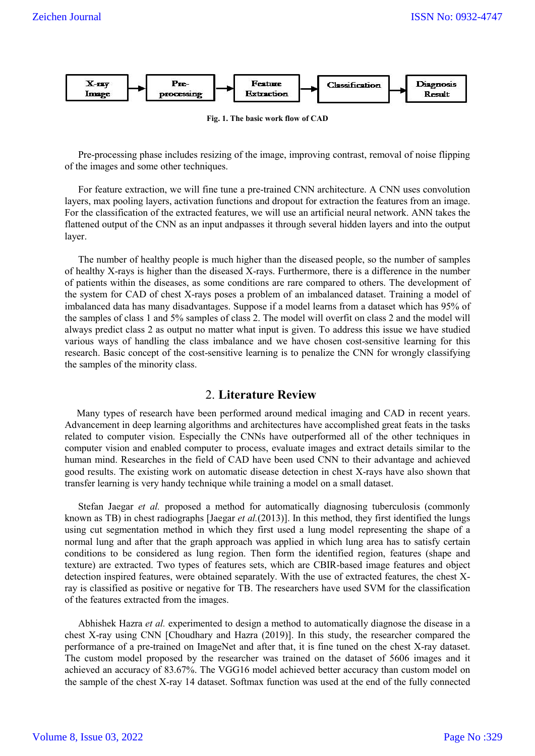X-ray Image → Pre-processing → Feature Extraction → Classification → Diagnosis Result

**Fig. 1. The basic work flow of CAD**

Pre-processing phase includes resizing of the image, improving contrast, removal of noise flipping of the images and some other techniques.

For feature extraction, we will fine tune a pre-trained CNN architecture. A CNN uses convolution layers, max pooling layers, activation functions and dropout for extraction the features from an image. For the classification of the extracted features, we will use an artificial neural network. ANN takes the flattened output of the CNN as an input andpasses it through several hidden layers and into the output layer.

The number of healthy people is much higher than the diseased people, so the number of samples of healthy X-rays is higher than the diseased X-rays. Furthermore, there is a difference in the number of patients within the diseases, as some conditions are rare compared to others. The development of the system for CAD of chest X-rays poses a problem of an imbalanced dataset. Training a model of imbalanced data has many disadvantages. Suppose if a model learns from a dataset which has 95% of the samples of class 1 and 5% samples of class 2. The model will overfit on class 2 and the model will always predict class 2 as output no matter what input is given. To address this issue we have studied various ways of handling the class imbalance and we have chosen cost-sensitive learning for this research. Basic concept of the cost-sensitive learning is to penalize the CNN for wrongly classifying the samples of the minority class.

## 2. Literature Review

Many types of research have been performed around medical imaging and CAD in recent years. Advancement in deep learning algorithms and architectures have accomplished great feats in the tasks related to computer vision. Especially the CNNs have outperformed all of the other techniques in computer vision and enabled computer to process, evaluate images and extract details similar to the human mind. Researches in the field of CAD have been used CNN to their advantage and achieved good results. The existing work on automatic disease detection in chest X-rays have also shown that transfer learning is very handy technique while training a model on a small dataset.

Stefan Jaegar *et al.* proposed a method for automatically diagnosing tuberculosis (commonly known as TB) in chest radiographs [Jaegar *et al.*(2013)]. In this method, they first identified the lungs using cut segmentation method in which they first used a lung model representing the shape of a normal lung and after that the graph approach was applied in which lung area has to satisfy certain conditions to be considered as lung region. Then form the identified region, features (shape and texture) are extracted. Two types of features sets, which are CBIR-based image features and object detection inspired features, were obtained separately. With the use of extracted features, the chest X-ray is classified as positive or negative for TB. The researchers have used SVM for the classification of the features extracted from the images.

Abhishek Hazra *et al.* experimented to design a method to automatically diagnose the disease in a chest X-ray using CNN [Choudhary and Hazra (2019)]. In this study, the researcher compared the performance of a pre-trained on ImageNet and after that, it is fine tuned on the chest X-ray dataset. The custom model proposed by the researcher was trained on the dataset of 5606 images and it achieved an accuracy of 83.67%. The VGG16 model achieved better accuracy than custom model on the sample of the chest X-ray 14 dataset. Softmax function was used at the end of the fully connected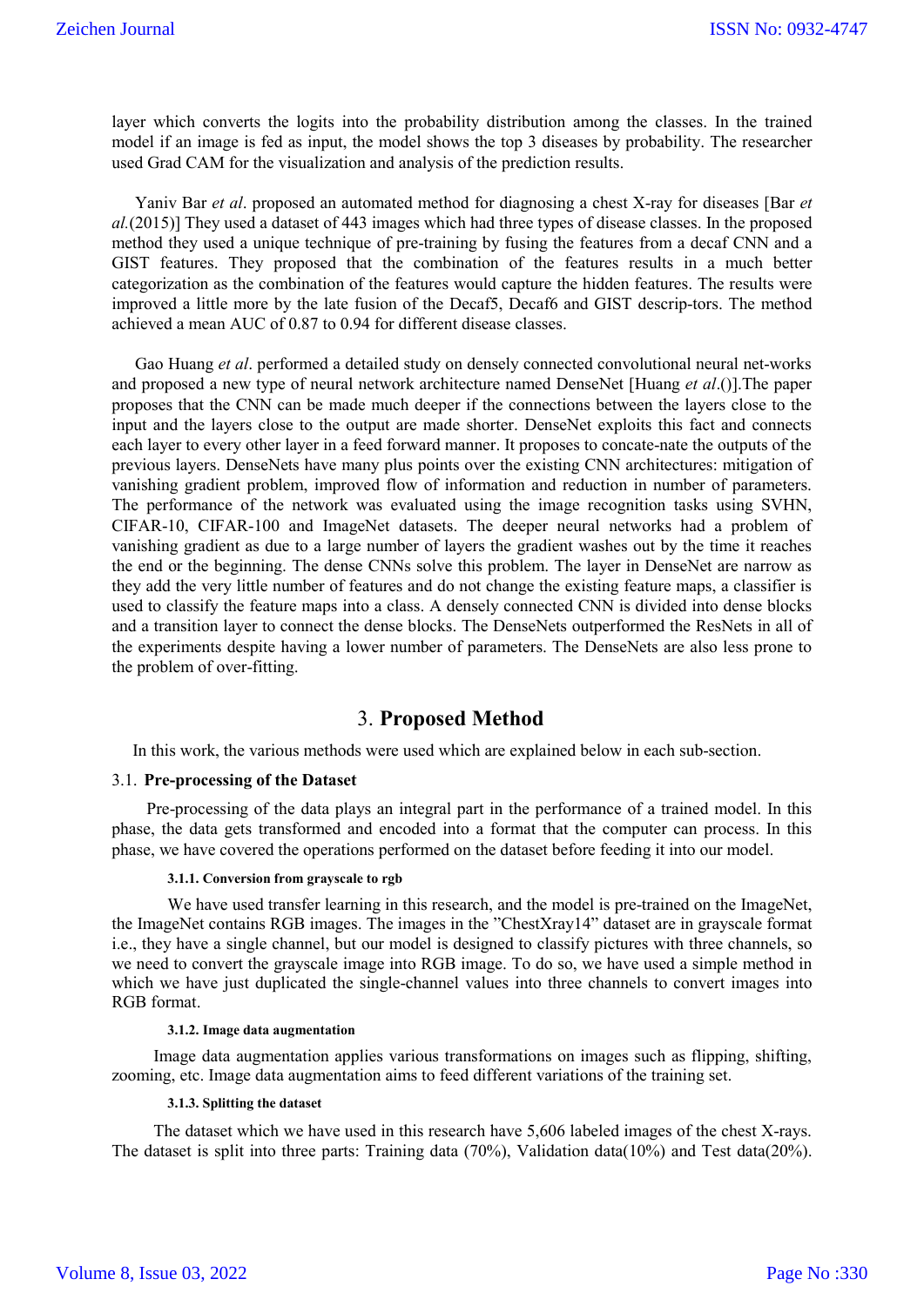layer which converts the logits into the probability distribution among the classes. In the trained model if an image is fed as input, the model shows the top 3 diseases by probability. The researcher used Grad CAM for the visualization and analysis of the prediction results.

Yaniv Bar *et al*. proposed an automated method for diagnosing a chest X-ray for diseases [Bar *et al.*(2015)] They used a dataset of 443 images which had three types of disease classes. In the proposed method they used a unique technique of pre-training by fusing the features from a decaf CNN and a GIST features. They proposed that the combination of the features results in a much better categorization as the combination of the features would capture the hidden features. The results were improved a little more by the late fusion of the Decaf5, Decaf6 and GIST descrip-tors. The method achieved a mean AUC of 0.87 to 0.94 for different disease classes.

Gao Huang *et al*. performed a detailed study on densely connected convolutional neural net-works and proposed a new type of neural network architecture named DenseNet [Huang *et al*.()].The paper proposes that the CNN can be made much deeper if the connections between the layers close to the input and the layers close to the output are made shorter. DenseNet exploits this fact and connects each layer to every other layer in a feed forward manner. It proposes to concate-nate the outputs of the previous layers. DenseNets have many plus points over the existing CNN architectures: mitigation of vanishing gradient problem, improved flow of information and reduction in number of parameters. The performance of the network was evaluated using the image recognition tasks using SVHN, CIFAR-10, CIFAR-100 and ImageNet datasets. The deeper neural networks had a problem of vanishing gradient as due to a large number of layers the gradient washes out by the time it reaches the end or the beginning. The dense CNNs solve this problem. The layer in DenseNet are narrow as they add the very little number of features and do not change the existing feature maps, a classifier is used to classify the feature maps into a class. A densely connected CNN is divided into dense blocks and a transition layer to connect the dense blocks. The DenseNets outperformed the ResNets in all of the experiments despite having a lower number of parameters. The DenseNets are also less prone to the problem of over-fitting.

# 3. **Proposed Method**

In this work, the various methods were used which are explained below in each sub-section.

## 3.1. **Pre-processing of the Dataset**

Pre-processing of the data plays an integral part in the performance of a trained model. In this phase, the data gets transformed and encoded into a format that the computer can process. In this phase, we have covered the operations performed on the dataset before feeding it into our model.

### 3.1.1. Conversion from grayscale to rgb

We have used transfer learning in this research, and the model is pre-trained on the ImageNet, the ImageNet contains RGB images. The images in the "ChestXray14" dataset are in grayscale format i.e., they have a single channel, but our model is designed to classify pictures with three channels, so we need to convert the grayscale image into RGB image. To do so, we have used a simple method in which we have just duplicated the single-channel values into three channels to convert images into RGB format.

### 3.1.2. Image data augmentation

Image data augmentation applies various transformations on images such as flipping, shifting, zooming, etc. Image data augmentation aims to feed different variations of the training set.

### 3.1.3. Splitting the dataset

The dataset which we have used in this research have 5,606 labeled images of the chest X-rays. The dataset is split into three parts: Training data (70%), Validation data(10%) and Test data(20%).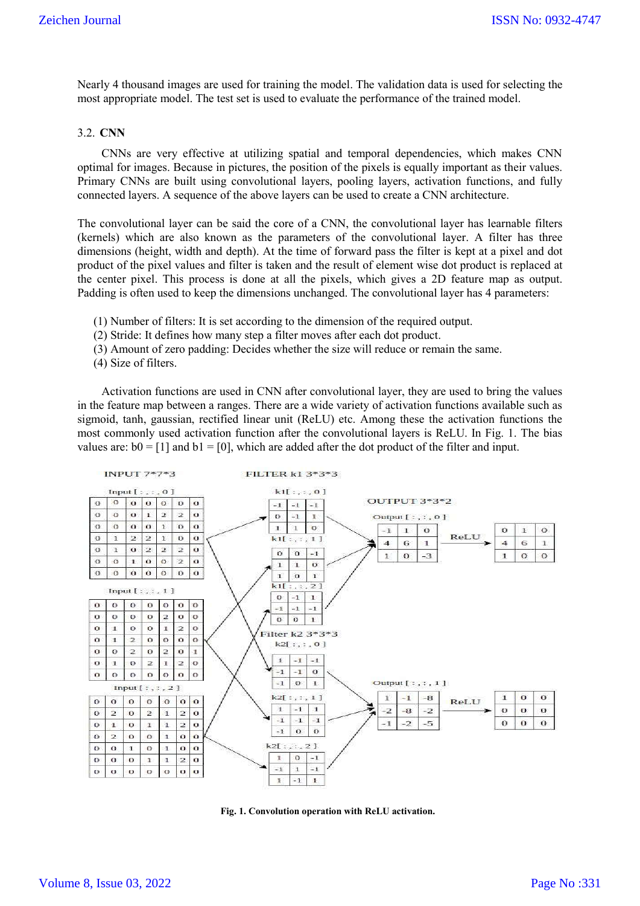Nearly 4 thousand images are used for training the model. The validation data is used for selecting the most appropriate model. The test set is used to evaluate the performance of the trained model.

### 3.2. **CNN**

CNNs are very effective at utilizing spatial and temporal dependencies, which makes CNN optimal for images. Because in pictures, the position of the pixels is equally important as their values. Primary CNNs are built using convolutional layers, pooling layers, activation functions, and fully connected layers. A sequence of the above layers can be used to create a CNN architecture.

The convolutional layer can be said the core of a CNN, the convolutional layer has learnable filters (kernels) which are also known as the parameters of the convolutional layer. A filter has three dimensions (height, width and depth). At the time of forward pass the filter is kept at a pixel and dot product of the pixel values and filter is taken and the result of element wise dot product is replaced at the center pixel. This process is done at all the pixels, which gives a 2D feature map as output. Padding is often used to keep the dimensions unchanged. The convolutional layer has 4 parameters:

(1) Number of filters: It is set according to the dimension of the required output.
(2) Stride: It defines how many step a filter moves after each dot product.
(3) Amount of zero padding: Decides whether the size will reduce or remain the same.
(4) Size of filters.

Activation functions are used in CNN after convolutional layer, they are used to bring the values in the feature map between a ranges. There are a wide variety of activation functions available such as sigmoid, tanh, gaussian, rectified linear unit (ReLU) etc. Among these the activation functions the most commonly used activation function after the convolutional layers is ReLU. In Fig. 1. The bias values are: b0 = [1] and b1 = [0], which are added after the dot product of the filter and input.

**Fig. 1. Convolution operation with ReLU activation.**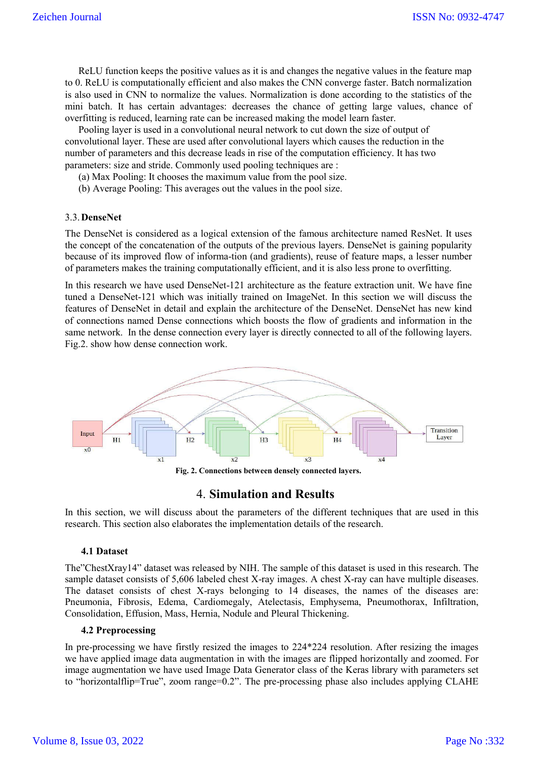ReLU function keeps the positive values as it is and changes the negative values in the feature map to 0. ReLU is computationally efficient and also makes the CNN converge faster. Batch normalization is also used in CNN to normalize the values. Normalization is done according to the statistics of the mini batch. It has certain advantages: decreases the chance of getting large values, chance of overfitting is reduced, learning rate can be increased making the model learn faster.

Pooling layer is used in a convolutional neural network to cut down the size of output of convolutional layer. These are used after convolutional layers which causes the reduction in the number of parameters and this decrease leads in rise of the computation efficiency. It has two parameters: size and stride. Commonly used pooling techniques are :

(a) Max Pooling: It chooses the maximum value from the pool size.

(b) Average Pooling: This averages out the values in the pool size.

### 3.3. DenseNet

The DenseNet is considered as a logical extension of the famous architecture named ResNet. It uses the concept of the concatenation of the outputs of the previous layers. DenseNet is gaining popularity because of its improved flow of informa-tion (and gradients), reuse of feature maps, a lesser number of parameters makes the training computationally efficient, and it is also less prone to overfitting.

In this research we have used DenseNet-121 architecture as the feature extraction unit. We have fine tuned a DenseNet-121 which was initially trained on ImageNet. In this section we will discuss the features of DenseNet in detail and explain the architecture of the DenseNet. DenseNet has new kind of connections named Dense connections which boosts the flow of gradients and information in the same network. In the dense connection every layer is directly connected to all of the following layers. Fig.2. show how dense connection work.

Input x0 H1 x1 H2 x2 H3 x3 H4 x4 Transition Layer

**Fig. 2. Connections between densely connected layers.**

## 4. Simulation and Results

In this section, we will discuss about the parameters of the different techniques that are used in this research. This section also elaborates the implementation details of the research.

### 4.1 Dataset

The"ChestXray14" dataset was released by NIH. The sample of this dataset is used in this research. The sample dataset consists of 5,606 labeled chest X-ray images. A chest X-ray can have multiple diseases. The dataset consists of chest X-rays belonging to 14 diseases, the names of the diseases are: Pneumonia, Fibrosis, Edema, Cardiomegaly, Atelectasis, Emphysema, Pneumothorax, Infiltration, Consolidation, Effusion, Mass, Hernia, Nodule and Pleural Thickening.

### 4.2 Preprocessing

In pre-processing we have firstly resized the images to 224*224 resolution. After resizing the images we have applied image data augmentation in with the images are flipped horizontally and zoomed. For image augmentation we have used Image Data Generator class of the Keras library with parameters set to "horizontalflip=True", zoom range=0.2". The pre-processing phase also includes applying CLAHE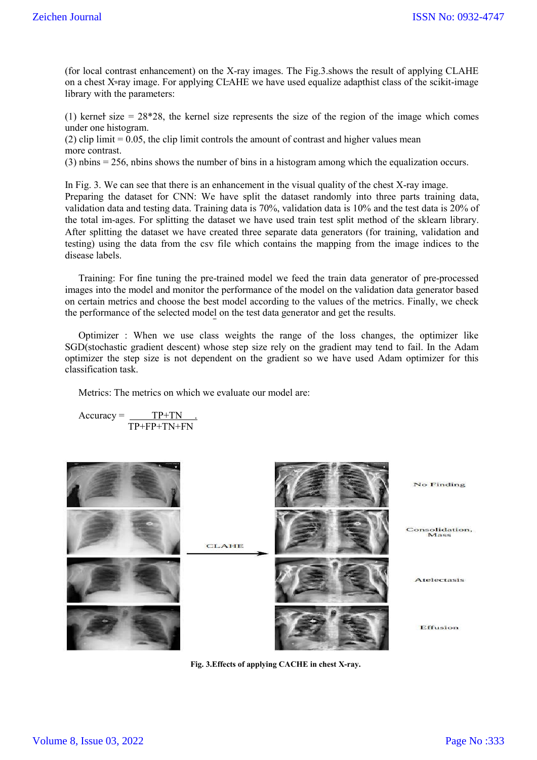(for local contrast enhancement) on the X-ray images. The Fig.3.shows the result of applying CLAHE on a chest X-ray image. For applying CLAHE we have used equalize adapthist class of the scikit-image library with the parameters:

(1) kernel size = 28*28, the kernel size represents the size of the region of the image which comes under one histogram.
(2) clip limit = 0.05, the clip limit controls the amount of contrast and higher values mean more contrast.
(3) nbins = 256, nbins shows the number of bins in a histogram among which the equalization occurs.

In Fig. 3. We can see that there is an enhancement in the visual quality of the chest X-ray image.
Preparing the dataset for CNN: We have split the dataset randomly into three parts training data, validation data and testing data. Training data is 70%, validation data is 10% and the test data is 20% of the total im-ages. For splitting the dataset we have used train test split method of the sklearn library. After splitting the dataset we have created three separate data generators (for training, validation and testing) using the data from the csv file which contains the mapping from the image indices to the disease labels.

Training: For fine tuning the pre-trained model we feed the train data generator of pre-processed images into the model and monitor the performance of the model on the validation data generator based on certain metrics and choose the best model according to the values of the metrics. Finally, we check the performance of the selected model on the test data generator and get the results.

Optimizer : When we use class weights the range of the loss changes, the optimizer like SGD(stochastic gradient descent) whose step size rely on the gradient may tend to fail. In the Adam optimizer the step size is not dependent on the gradient so we have used Adam optimizer for this classification task.

Metrics: The metrics on which we evaluate our model are:

$$\text{Accuracy} = \frac{TP+TN}{TP+FP+TN+FN}$$

CLAHE

No Finding

Consolidation, Mass

Atelectasis

Effusion

**Fig. 3.Effects of applying CACHE in chest X-ray.**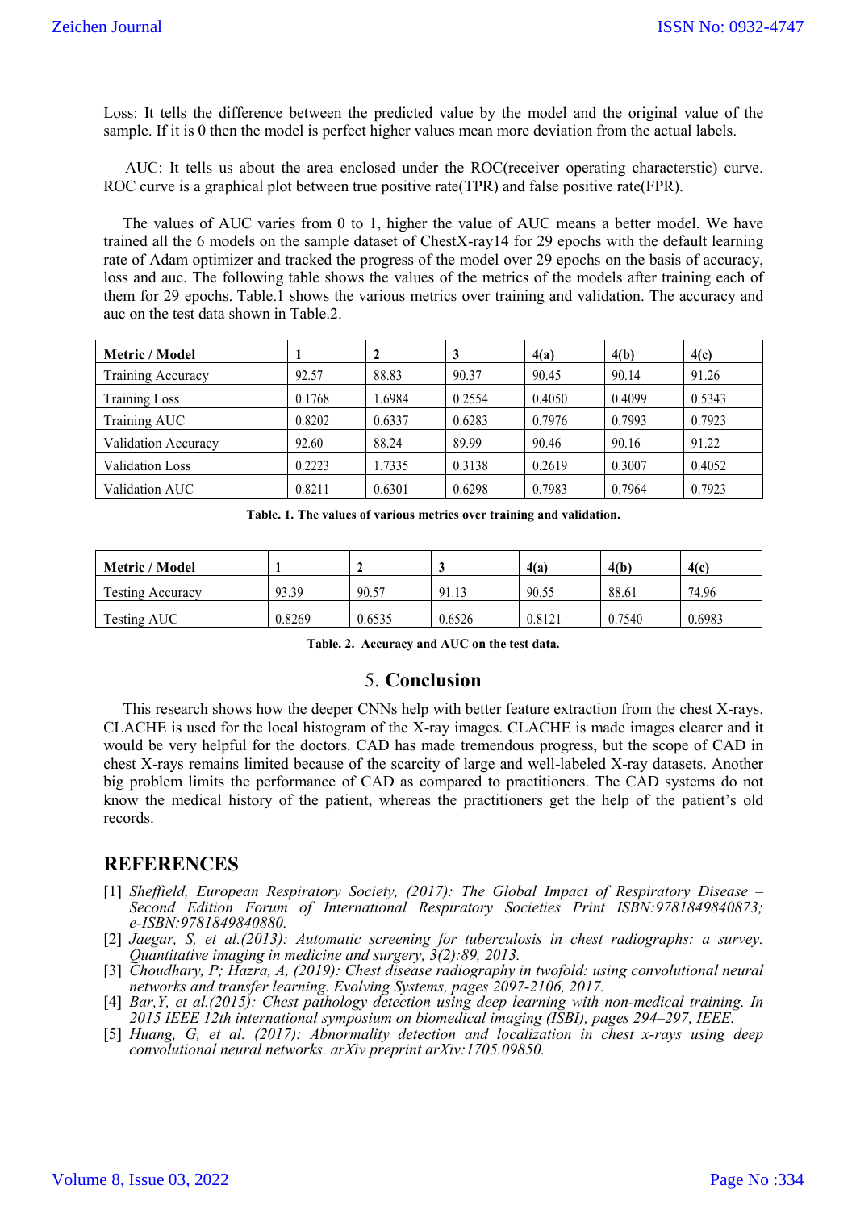Loss: It tells the difference between the predicted value by the model and the original value of the sample. If it is 0 then the model is perfect higher values mean more deviation from the actual labels.

AUC: It tells us about the area enclosed under the ROC(receiver operating characterstic) curve. ROC curve is a graphical plot between true positive rate(TPR) and false positive rate(FPR).

The values of AUC varies from 0 to 1, higher the value of AUC means a better model. We have trained all the 6 models on the sample dataset of ChestX-ray14 for 29 epochs with the default learning rate of Adam optimizer and tracked the progress of the model over 29 epochs on the basis of accuracy, loss and auc. The following table shows the values of the metrics of the models after training each of them for 29 epochs. Table.1 shows the various metrics over training and validation. The accuracy and auc on the test data shown in Table.2.

| Metric / Model | 1 | 2 | 3 | 4(a) | 4(b) | 4(c) |
|---|---|---|---|---|---|---|
| Training Accuracy | 92.57 | 88.83 | 90.37 | 90.45 | 90.14 | 91.26 |
| Training Loss | 0.1768 | 1.6984 | 0.2554 | 0.4050 | 0.4099 | 0.5343 |
| Training AUC | 0.8202 | 0.6337 | 0.6283 | 0.7976 | 0.7993 | 0.7923 |
| Validation Accuracy | 92.60 | 88.24 | 89.99 | 90.46 | 90.16 | 91.22 |
| Validation Loss | 0.2223 | 1.7335 | 0.3138 | 0.2619 | 0.3007 | 0.4052 |
| Validation AUC | 0.8211 | 0.6301 | 0.6298 | 0.7983 | 0.7964 | 0.7923 |

**Table. 1. The values of various metrics over training and validation.**

| Metric / Model | 1 | 2 | 3 | 4(a) | 4(b) | 4(c) |
|---|---|---|---|---|---|---|
| Testing Accuracy | 93.39 | 90.57 | 91.13 | 90.55 | 88.61 | 74.96 |
| Testing AUC | 0.8269 | 0.6535 | 0.6526 | 0.8121 | 0.7540 | 0.6983 |

**Table. 2. Accuracy and AUC on the test data.**

## 5. Conclusion

This research shows how the deeper CNNs help with better feature extraction from the chest X-rays. CLACHE is used for the local histogram of the X-ray images. CLACHE is made images clearer and it would be very helpful for the doctors. CAD has made tremendous progress, but the scope of CAD in chest X-rays remains limited because of the scarcity of large and well-labeled X-ray datasets. Another big problem limits the performance of CAD as compared to practitioners. The CAD systems do not know the medical history of the patient, whereas the practitioners get the help of the patient's old records.

## REFERENCES

[1] *Sheffield, European Respiratory Society, (2017): The Global Impact of Respiratory Disease – Second Edition Forum of International Respiratory Societies Print ISBN:9781849840873; e-ISBN:9781849840880.*

[2] *Jaegar, S, et al.(2013): Automatic screening for tuberculosis in chest radiographs: a survey. Quantitative imaging in medicine and surgery, 3(2):89, 2013.*

[3] *Choudhary, P; Hazra, A, (2019): Chest disease radiography in twofold: using convolutional neural networks and transfer learning. Evolving Systems, pages 2097-2106, 2017.*

[4] *Bar,Y, et al.(2015): Chest pathology detection using deep learning with non-medical training. In 2015 IEEE 12th international symposium on biomedical imaging (ISBI), pages 294–297, IEEE.*

[5] *Huang, G, et al. (2017): Abnormality detection and localization in chest x-rays using deep convolutional neural networks. arXiv preprint arXiv:1705.09850.*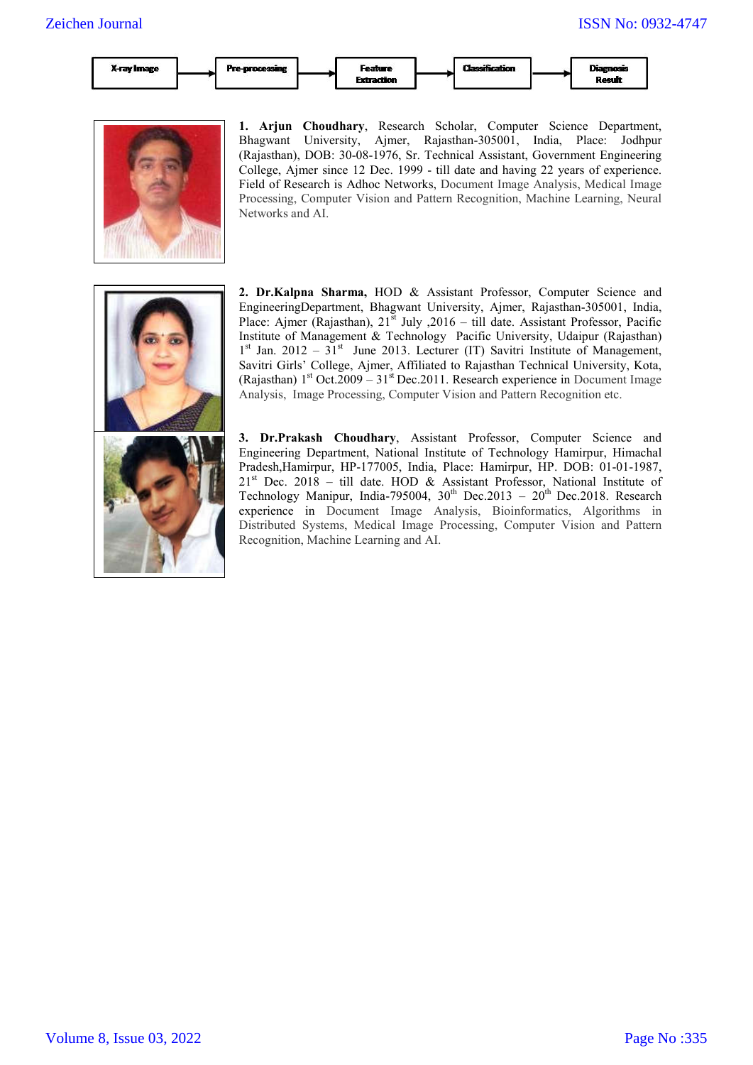X-ray Image → Pre-processing → Feature Extraction → Classification → Diagnosis Result

**1. Arjun Choudhary**, Research Scholar, Computer Science Department, Bhagwant University, Ajmer, Rajasthan-305001, India, Place: Jodhpur (Rajasthan), DOB: 30-08-1976, Sr. Technical Assistant, Government Engineering College, Ajmer since 12 Dec. 1999 - till date and having 22 years of experience. Field of Research is Adhoc Networks, Document Image Analysis, Medical Image Processing, Computer Vision and Pattern Recognition, Machine Learning, Neural Networks and AI.

**2. Dr.Kalpna Sharma,** HOD & Assistant Professor, Computer Science and EngineeringDepartment, Bhagwant University, Ajmer, Rajasthan-305001, India, Place: Ajmer (Rajasthan), 21st July ,2016 – till date. Assistant Professor, Pacific Institute of Management & Technology Pacific University, Udaipur (Rajasthan) 1st Jan. 2012 – 31st June 2013. Lecturer (IT) Savitri Institute of Management, Savitri Girls' College, Ajmer, Affiliated to Rajasthan Technical University, Kota, (Rajasthan) 1st Oct.2009 – 31st Dec.2011. Research experience in Document Image Analysis, Image Processing, Computer Vision and Pattern Recognition etc.

**3. Dr.Prakash Choudhary**, Assistant Professor, Computer Science and Engineering Department, National Institute of Technology Hamirpur, Himachal Pradesh,Hamirpur, HP-177005, India, Place: Hamirpur, HP. DOB: 01-01-1987, 21st Dec. 2018 – till date. HOD & Assistant Professor, National Institute of Technology Manipur, India-795004, 30th Dec.2013 – 20th Dec.2018. Research experience in Document Image Analysis, Bioinformatics, Algorithms in Distributed Systems, Medical Image Processing, Computer Vision and Pattern Recognition, Machine Learning and AI.